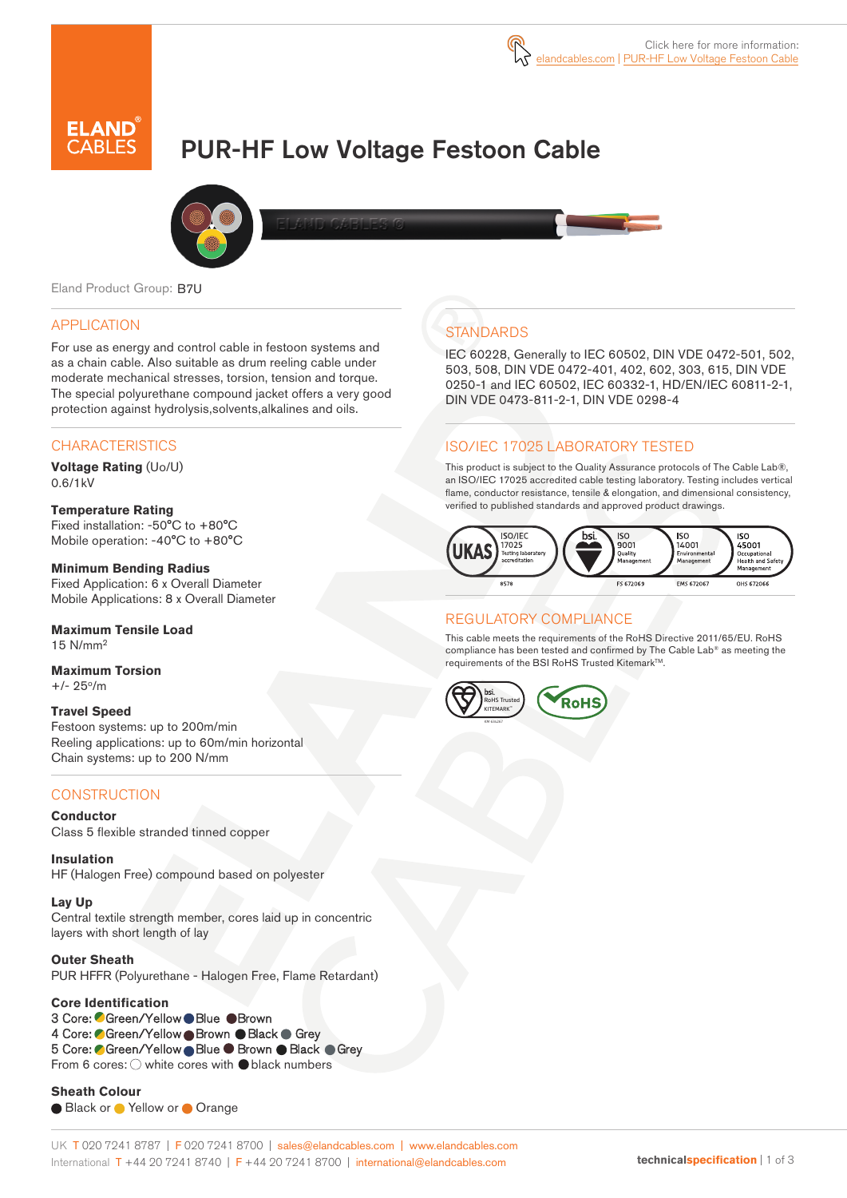Click here for more information:
elandcables.com | PUR-HF Low Voltage Festoon Cable

# PUR-HF Low Voltage Festoon Cable

Eland Product Group: B7U

## APPLICATION

For use as energy and control cable in festoon systems and as a chain cable. Also suitable as drum reeling cable under moderate mechanical stresses, torsion, tension and torque. The special polyurethane compound jacket offers a very good protection against hydrolysis,solvents,alkalines and oils.

## CHARACTERISTICS

**Voltage Rating** (Uo/U)
0.6/1kV

**Temperature Rating**
Fixed installation: -50°C to +80°C
Mobile operation: -40°C to +80°C

**Minimum Bending Radius**
Fixed Application: 6 x Overall Diameter
Mobile Applications: 8 x Overall Diameter

**Maximum Tensile Load**
15 N/mm$^2$

**Maximum Torsion**
+/- 25°/m

**Travel Speed**
Festoon systems: up to 200m/min
Reeling applications: up to 60m/min horizontal
Chain systems: up to 200 N/mm

## CONSTRUCTION

**Conductor**
Class 5 flexible stranded tinned copper

**Insulation**
HF (Halogen Free) compound based on polyester

**Lay Up**
Central textile strength member, cores laid up in concentric layers with short length of lay

**Outer Sheath**
PUR HFFR (Polyurethane - Halogen Free, Flame Retardant)

**Core Identification**
3 Core: Green/Yellow Blue Brown
4 Core: Green/Yellow Brown Black Grey
5 Core: Green/Yellow Blue Brown Black Grey
From 6 cores: white cores with black numbers

**Sheath Colour**
Black or Yellow or Orange

## STANDARDS

IEC 60228, Generally to IEC 60502, DIN VDE 0472-501, 502, 503, 508, DIN VDE 0472-401, 402, 602, 303, 615, DIN VDE 0250-1 and IEC 60502, IEC 60332-1, HD/EN/IEC 60811-2-1, DIN VDE 0473-811-2-1, DIN VDE 0298-4

## ISO/IEC 17025 LABORATORY TESTED

This product is subject to the Quality Assurance protocols of The Cable Lab®, an ISO/IEC 17025 accredited cable testing laboratory. Testing includes vertical flame, conductor resistance, tensile & elongation, and dimensional consistency, verified to published standards and approved product drawings.

UKAS ISO/IEC 17025 Testing laboratory accreditation 8578 | bsi. ISO 9001 Quality Management FS 672069 | ISO 14001 Environmental Management EMS 672067 | ISO 45001 Occupational Health and Safety Management OHS 672066

## REGULATORY COMPLIANCE

This cable meets the requirements of the RoHS Directive 2011/65/EU. RoHS compliance has been tested and confirmed by The Cable Lab® as meeting the requirements of the BSI RoHS Trusted Kitemark™.

bsi. RoHS Trusted KITEMARK™ | RoHS

UK T 020 7241 8787 | F 020 7241 8700 | sales@elandcables.com | www.elandcables.com
International T +44 20 7241 8740 | F +44 20 7241 8700 | international@elandcables.com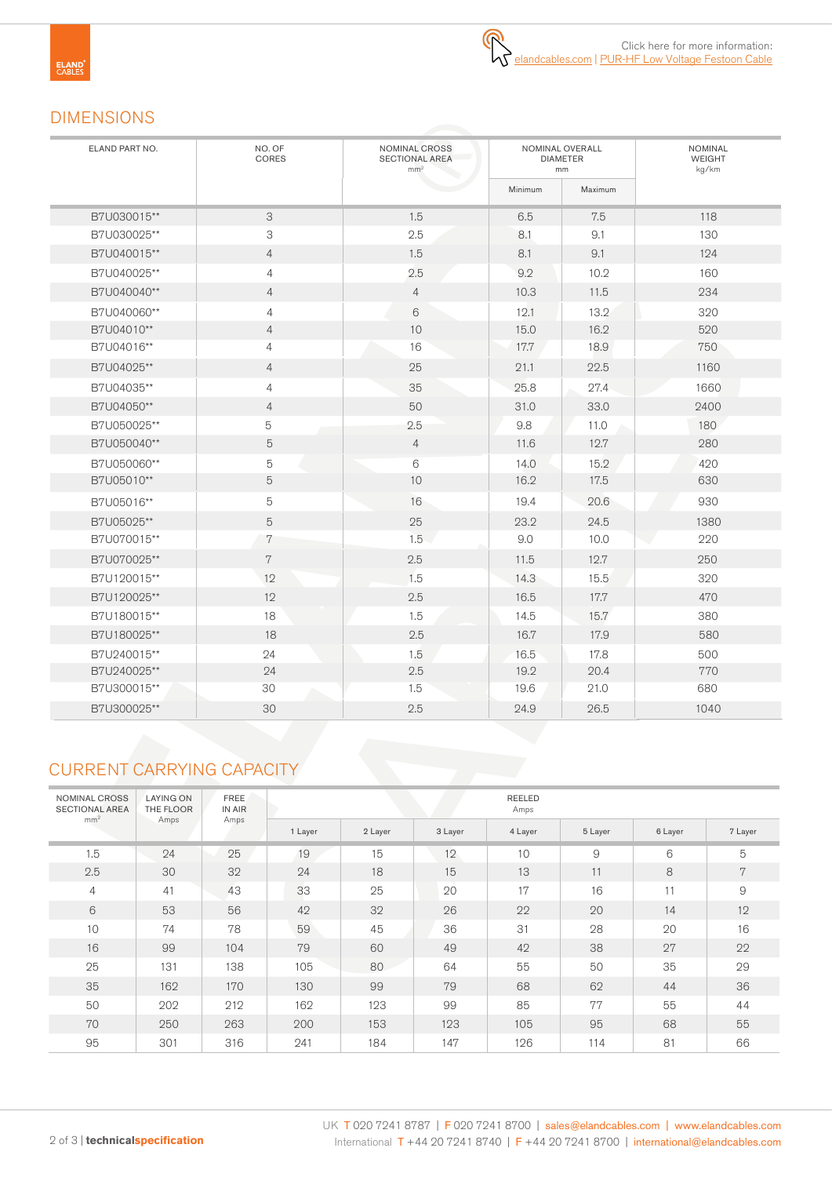Click here for more information: elandcables.com | PUR-HF Low Voltage Festoon Cable

## DIMENSIONS

| ELAND PART NO. | NO. OF CORES | NOMINAL CROSS SECTIONAL AREA mm² | NOMINAL OVERALL DIAMETER mm | | NOMINAL WEIGHT kg/km |
|---|---|---|---|---|---|
| | | | Minimum | Maximum | |
| B7U030015** | 3 | 1.5 | 6.5 | 7.5 | 118 |
| B7U030025** | 3 | 2.5 | 8.1 | 9.1 | 130 |
| B7U040015** | 4 | 1.5 | 8.1 | 9.1 | 124 |
| B7U040025** | 4 | 2.5 | 9.2 | 10.2 | 160 |
| B7U040040** | 4 | 4 | 10.3 | 11.5 | 234 |
| B7U040060** | 4 | 6 | 12.1 | 13.2 | 320 |
| B7U04010** | 4 | 10 | 15.0 | 16.2 | 520 |
| B7U04016** | 4 | 16 | 17.7 | 18.9 | 750 |
| B7U04025** | 4 | 25 | 21.1 | 22.5 | 1160 |
| B7U04035** | 4 | 35 | 25.8 | 27.4 | 1660 |
| B7U04050** | 4 | 50 | 31.0 | 33.0 | 2400 |
| B7U050025** | 5 | 2.5 | 9.8 | 11.0 | 180 |
| B7U050040** | 5 | 4 | 11.6 | 12.7 | 280 |
| B7U050060** | 5 | 6 | 14.0 | 15.2 | 420 |
| B7U05010** | 5 | 10 | 16.2 | 17.5 | 630 |
| B7U05016** | 5 | 16 | 19.4 | 20.6 | 930 |
| B7U05025** | 5 | 25 | 23.2 | 24.5 | 1380 |
| B7U070015** | 7 | 1.5 | 9.0 | 10.0 | 220 |
| B7U070025** | 7 | 2.5 | 11.5 | 12.7 | 250 |
| B7U120015** | 12 | 1.5 | 14.3 | 15.5 | 320 |
| B7U120025** | 12 | 2.5 | 16.5 | 17.7 | 470 |
| B7U180015** | 18 | 1.5 | 14.5 | 15.7 | 380 |
| B7U180025** | 18 | 2.5 | 16.7 | 17.9 | 580 |
| B7U240015** | 24 | 1.5 | 16.5 | 17.8 | 500 |
| B7U240025** | 24 | 2.5 | 19.2 | 20.4 | 770 |
| B7U300015** | 30 | 1.5 | 19.6 | 21.0 | 680 |
| B7U300025** | 30 | 2.5 | 24.9 | 26.5 | 1040 |

## CURRENT CARRYING CAPACITY

| NOMINAL CROSS SECTIONAL AREA mm² | LAYING ON THE FLOOR Amps | FREE IN AIR Amps | REELED Amps | | | | | | |
|---|---|---|---|---|---|---|---|---|---|
| | | | 1 Layer | 2 Layer | 3 Layer | 4 Layer | 5 Layer | 6 Layer | 7 Layer |
| 1.5 | 24 | 25 | 19 | 15 | 12 | 10 | 9 | 6 | 5 |
| 2.5 | 30 | 32 | 24 | 18 | 15 | 13 | 11 | 8 | 7 |
| 4 | 41 | 43 | 33 | 25 | 20 | 17 | 16 | 11 | 9 |
| 6 | 53 | 56 | 42 | 32 | 26 | 22 | 20 | 14 | 12 |
| 10 | 74 | 78 | 59 | 45 | 36 | 31 | 28 | 20 | 16 |
| 16 | 99 | 104 | 79 | 60 | 49 | 42 | 38 | 27 | 22 |
| 25 | 131 | 138 | 105 | 80 | 64 | 55 | 50 | 35 | 29 |
| 35 | 162 | 170 | 130 | 99 | 79 | 68 | 62 | 44 | 36 |
| 50 | 202 | 212 | 162 | 123 | 99 | 85 | 77 | 55 | 44 |
| 70 | 250 | 263 | 200 | 153 | 123 | 105 | 95 | 68 | 55 |
| 95 | 301 | 316 | 241 | 184 | 147 | 126 | 114 | 81 | 66 |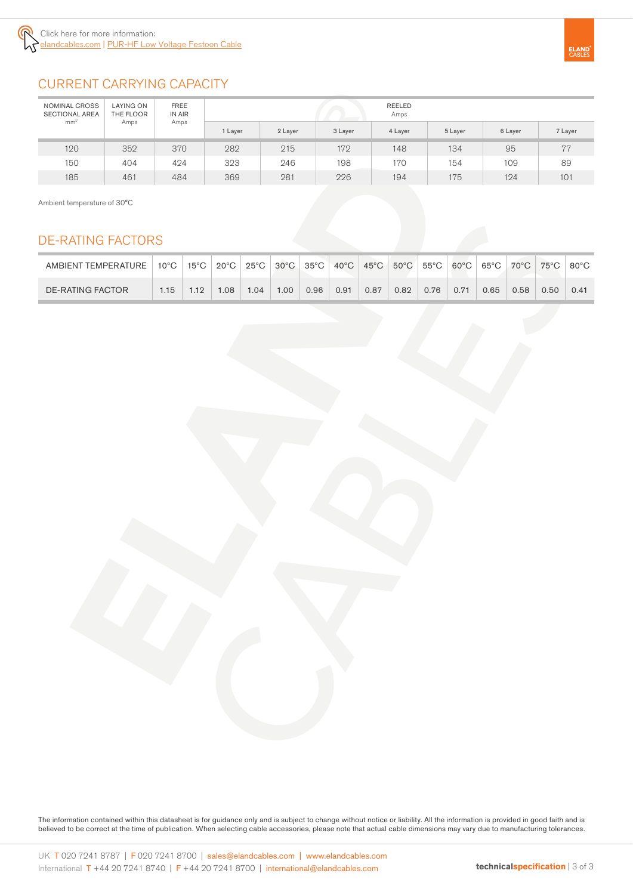Click here for more information:
elandcables.com | PUR-HF Low Voltage Festoon Cable

## CURRENT CARRYING CAPACITY

| NOMINAL CROSS SECTIONAL AREA mm² | LAYING ON THE FLOOR Amps | FREE IN AIR Amps | REELED Amps | | | | | | |
|---|---|---|---|---|---|---|---|---|---|
| | | | 1 Layer | 2 Layer | 3 Layer | 4 Layer | 5 Layer | 6 Layer | 7 Layer |
| 120 | 352 | 370 | 282 | 215 | 172 | 148 | 134 | 95 | 77 |
| 150 | 404 | 424 | 323 | 246 | 198 | 170 | 154 | 109 | 89 |
| 185 | 461 | 484 | 369 | 281 | 226 | 194 | 175 | 124 | 101 |

Ambient temperature of 30°C

## DE-RATING FACTORS

| AMBIENT TEMPERATURE | 10°C | 15°C | 20°C | 25°C | 30°C | 35°C | 40°C | 45°C | 50°C | 55°C | 60°C | 65°C | 70°C | 75°C | 80°C |
|---|---|---|---|---|---|---|---|---|---|---|---|---|---|---|---|
| DE-RATING FACTOR | 1.15 | 1.12 | 1.08 | 1.04 | 1.00 | 0.96 | 0.91 | 0.87 | 0.82 | 0.76 | 0.71 | 0.65 | 0.58 | 0.50 | 0.41 |

The information contained within this datasheet is for guidance only and is subject to change without notice or liability. All the information is provided in good faith and is believed to be correct at the time of publication. When selecting cable accessories, please note that actual cable dimensions may vary due to manufacturing tolerances.

UK T 020 7241 8787 | F 020 7241 8700 | sales@elandcables.com | www.elandcables.com
International T +44 20 7241 8740 | F +44 20 7241 8700 | international@elandcables.com